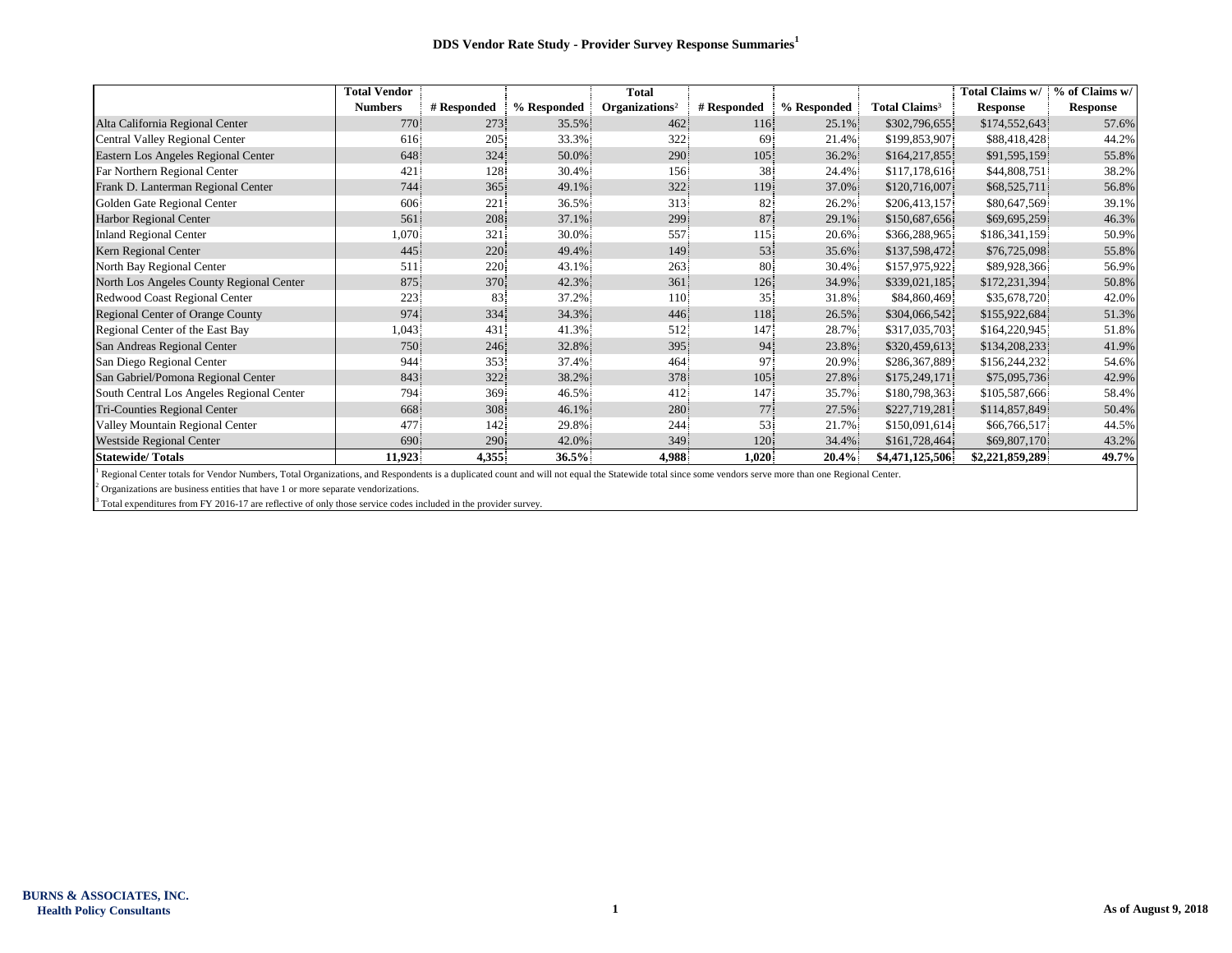# DDS Vendor Rate Study - Provider Survey Response Summaries[1]

| | Total Vendor Numbers | # Responded | % Responded | Total Organizations[2] | # Responded | % Responded | Total Claims[3] | Total Claims w/ Response | % of Claims w/ Response |
|---|---|---|---|---|---|---|---|---|---|
| Alta California Regional Center | 770 | 273 | 35.5% | 462 | 116 | 25.1% | $302,796,655 | $174,552,643 | 57.6% |
| Central Valley Regional Center | 616 | 205 | 33.3% | 322 | 69 | 21.4% | $199,853,907 | $88,418,428 | 44.2% |
| Eastern Los Angeles Regional Center | 648 | 324 | 50.0% | 290 | 105 | 36.2% | $164,217,855 | $91,595,159 | 55.8% |
| Far Northern Regional Center | 421 | 128 | 30.4% | 156 | 38 | 24.4% | $117,178,616 | $44,808,751 | 38.2% |
| Frank D. Lanterman Regional Center | 744 | 365 | 49.1% | 322 | 119 | 37.0% | $120,716,007 | $68,525,711 | 56.8% |
| Golden Gate Regional Center | 606 | 221 | 36.5% | 313 | 82 | 26.2% | $206,413,157 | $80,647,569 | 39.1% |
| Harbor Regional Center | 561 | 208 | 37.1% | 299 | 87 | 29.1% | $150,687,656 | $69,695,259 | 46.3% |
| Inland Regional Center | 1,070 | 321 | 30.0% | 557 | 115 | 20.6% | $366,288,965 | $186,341,159 | 50.9% |
| Kern Regional Center | 445 | 220 | 49.4% | 149 | 53 | 35.6% | $137,598,472 | $76,725,098 | 55.8% |
| North Bay Regional Center | 511 | 220 | 43.1% | 263 | 80 | 30.4% | $157,975,922 | $89,928,366 | 56.9% |
| North Los Angeles County Regional Center | 875 | 370 | 42.3% | 361 | 126 | 34.9% | $339,021,185 | $172,231,394 | 50.8% |
| Redwood Coast Regional Center | 223 | 83 | 37.2% | 110 | 35 | 31.8% | $84,860,469 | $35,678,720 | 42.0% |
| Regional Center of Orange County | 974 | 334 | 34.3% | 446 | 118 | 26.5% | $304,066,542 | $155,922,684 | 51.3% |
| Regional Center of the East Bay | 1,043 | 431 | 41.3% | 512 | 147 | 28.7% | $317,035,703 | $164,220,945 | 51.8% |
| San Andreas Regional Center | 750 | 246 | 32.8% | 395 | 94 | 23.8% | $320,459,613 | $134,208,233 | 41.9% |
| San Diego Regional Center | 944 | 353 | 37.4% | 464 | 97 | 20.9% | $286,367,889 | $156,244,232 | 54.6% |
| San Gabriel/Pomona Regional Center | 843 | 322 | 38.2% | 378 | 105 | 27.8% | $175,249,171 | $75,095,736 | 42.9% |
| South Central Los Angeles Regional Center | 794 | 369 | 46.5% | 412 | 147 | 35.7% | $180,798,363 | $105,587,666 | 58.4% |
| Tri-Counties Regional Center | 668 | 308 | 46.1% | 280 | 77 | 27.5% | $227,719,281 | $114,857,849 | 50.4% |
| Valley Mountain Regional Center | 477 | 142 | 29.8% | 244 | 53 | 21.7% | $150,091,614 | $66,766,517 | 44.5% |
| Westside Regional Center | 690 | 290 | 42.0% | 349 | 120 | 34.4% | $161,728,464 | $69,807,170 | 43.2% |
| **Statewide/ Totals** | **11,923** | **4,355** | **36.5%** | **4,988** | **1,020** | **20.4%** | **$4,471,125,506** | **$2,221,859,289** | **49.7%** |

[1] Regional Center totals for Vendor Numbers, Total Organizations, and Respondents is a duplicated count and will not equal the Statewide total since some vendors serve more than one Regional Center.

[2] Organizations are business entities that have 1 or more separate vendorizations.

[3] Total expenditures from FY 2016-17 are reflective of only those service codes included in the provider survey.

**BURNS & ASSOCIATES, INC.**
**Health Policy Consultants**

**As of August 9, 2018**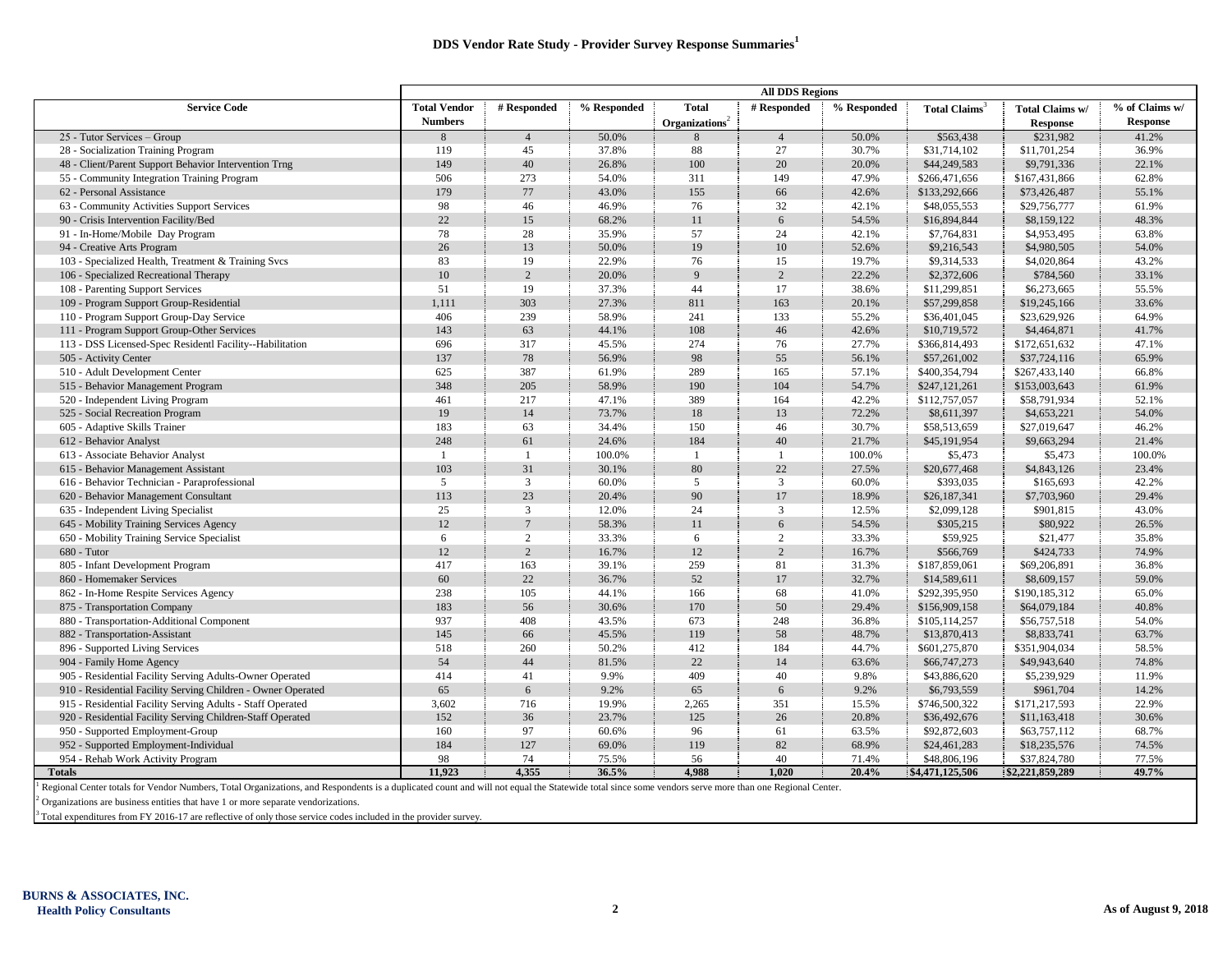## DDS Vendor Rate Study - Provider Survey Response Summaries[1]

| Service Code | All DDS Regions | | | | | | | | |
|---|---|---|---|---|---|---|---|---|---|
| | Total Vendor Numbers | # Responded | % Responded | Total Organizations[2] | # Responded | % Responded | Total Claims[3] | Total Claims w/ Response | % of Claims w/ Response |
| 25 - Tutor Services – Group | 8 | 4 | 50.0% | 8 | 4 | 50.0% | $563,438 | $231,982 | 41.2% |
| 28 - Socialization Training Program | 119 | 45 | 37.8% | 88 | 27 | 30.7% | $31,714,102 | $11,701,254 | 36.9% |
| 48 - Client/Parent Support Behavior Intervention Trng | 149 | 40 | 26.8% | 100 | 20 | 20.0% | $44,249,583 | $9,791,336 | 22.1% |
| 55 - Community Integration Training Program | 506 | 273 | 54.0% | 311 | 149 | 47.9% | $266,471,656 | $167,431,866 | 62.8% |
| 62 - Personal Assistance | 179 | 77 | 43.0% | 155 | 66 | 42.6% | $133,292,666 | $73,426,487 | 55.1% |
| 63 - Community Activities Support Services | 98 | 46 | 46.9% | 76 | 32 | 42.1% | $48,055,553 | $29,756,777 | 61.9% |
| 90 - Crisis Intervention Facility/Bed | 22 | 15 | 68.2% | 11 | 6 | 54.5% | $16,894,844 | $8,159,122 | 48.3% |
| 91 - In-Home/Mobile Day Program | 78 | 28 | 35.9% | 57 | 24 | 42.1% | $7,764,831 | $4,953,495 | 63.8% |
| 94 - Creative Arts Program | 26 | 13 | 50.0% | 19 | 10 | 52.6% | $9,216,543 | $4,980,505 | 54.0% |
| 103 - Specialized Health, Treatment & Training Svcs | 83 | 19 | 22.9% | 76 | 15 | 19.7% | $9,314,533 | $4,020,864 | 43.2% |
| 106 - Specialized Recreational Therapy | 10 | 2 | 20.0% | 9 | 2 | 22.2% | $2,372,606 | $784,560 | 33.1% |
| 108 - Parenting Support Services | 51 | 19 | 37.3% | 44 | 17 | 38.6% | $11,299,851 | $6,273,665 | 55.5% |
| 109 - Program Support Group-Residential | 1,111 | 303 | 27.3% | 811 | 163 | 20.1% | $57,299,858 | $19,245,166 | 33.6% |
| 110 - Program Support Group-Day Service | 406 | 239 | 58.9% | 241 | 133 | 55.2% | $36,401,045 | $23,629,926 | 64.9% |
| 111 - Program Support Group-Other Services | 143 | 63 | 44.1% | 108 | 46 | 42.6% | $10,719,572 | $4,464,871 | 41.7% |
| 113 - DSS Licensed-Spec Residentl Facility--Habilitation | 696 | 317 | 45.5% | 274 | 76 | 27.7% | $366,814,493 | $172,651,632 | 47.1% |
| 505 - Activity Center | 137 | 78 | 56.9% | 98 | 55 | 56.1% | $57,261,002 | $37,724,116 | 65.9% |
| 510 - Adult Development Center | 625 | 387 | 61.9% | 289 | 165 | 57.1% | $400,354,794 | $267,433,140 | 66.8% |
| 515 - Behavior Management Program | 348 | 205 | 58.9% | 190 | 104 | 54.7% | $247,121,261 | $153,003,643 | 61.9% |
| 520 - Independent Living Program | 461 | 217 | 47.1% | 389 | 164 | 42.2% | $112,757,057 | $58,791,934 | 52.1% |
| 525 - Social Recreation Program | 19 | 14 | 73.7% | 18 | 13 | 72.2% | $8,611,397 | $4,653,221 | 54.0% |
| 605 - Adaptive Skills Trainer | 183 | 63 | 34.4% | 150 | 46 | 30.7% | $58,513,659 | $27,019,647 | 46.2% |
| 612 - Behavior Analyst | 248 | 61 | 24.6% | 184 | 40 | 21.7% | $45,191,954 | $9,663,294 | 21.4% |
| 613 - Associate Behavior Analyst | 1 | 1 | 100.0% | 1 | 1 | 100.0% | $5,473 | $5,473 | 100.0% |
| 615 - Behavior Management Assistant | 103 | 31 | 30.1% | 80 | 22 | 27.5% | $20,677,468 | $4,843,126 | 23.4% |
| 616 - Behavior Technician - Paraprofessional | 5 | 3 | 60.0% | 5 | 3 | 60.0% | $393,035 | $165,693 | 42.2% |
| 620 - Behavior Management Consultant | 113 | 23 | 20.4% | 90 | 17 | 18.9% | $26,187,341 | $7,703,960 | 29.4% |
| 635 - Independent Living Specialist | 25 | 3 | 12.0% | 24 | 3 | 12.5% | $2,099,128 | $901,815 | 43.0% |
| 645 - Mobility Training Services Agency | 12 | 7 | 58.3% | 11 | 6 | 54.5% | $305,215 | $80,922 | 26.5% |
| 650 - Mobility Training Service Specialist | 6 | 2 | 33.3% | 6 | 2 | 33.3% | $59,925 | $21,477 | 35.8% |
| 680 - Tutor | 12 | 2 | 16.7% | 12 | 2 | 16.7% | $566,769 | $424,733 | 74.9% |
| 805 - Infant Development Program | 417 | 163 | 39.1% | 259 | 81 | 31.3% | $187,859,061 | $69,206,891 | 36.8% |
| 860 - Homemaker Services | 60 | 22 | 36.7% | 52 | 17 | 32.7% | $14,589,611 | $8,609,157 | 59.0% |
| 862 - In-Home Respite Services Agency | 238 | 105 | 44.1% | 166 | 68 | 41.0% | $292,395,950 | $190,185,312 | 65.0% |
| 875 - Transportation Company | 183 | 56 | 30.6% | 170 | 50 | 29.4% | $156,909,158 | $64,079,184 | 40.8% |
| 880 - Transportation-Additional Component | 937 | 408 | 43.5% | 673 | 248 | 36.8% | $105,114,257 | $56,757,518 | 54.0% |
| 882 - Transportation-Assistant | 145 | 66 | 45.5% | 119 | 58 | 48.7% | $13,870,413 | $8,833,741 | 63.7% |
| 896 - Supported Living Services | 518 | 260 | 50.2% | 412 | 184 | 44.7% | $601,275,870 | $351,904,034 | 58.5% |
| 904 - Family Home Agency | 54 | 44 | 81.5% | 22 | 14 | 63.6% | $66,747,273 | $49,943,640 | 74.8% |
| 905 - Residential Facility Serving Adults-Owner Operated | 414 | 41 | 9.9% | 409 | 40 | 9.8% | $43,886,620 | $5,239,929 | 11.9% |
| 910 - Residential Facility Serving Children - Owner Operated | 65 | 6 | 9.2% | 65 | 6 | 9.2% | $6,793,559 | $961,704 | 14.2% |
| 915 - Residential Facility Serving Adults - Staff Operated | 3,602 | 716 | 19.9% | 2,265 | 351 | 15.5% | $746,500,322 | $171,217,593 | 22.9% |
| 920 - Residential Facility Serving Children-Staff Operated | 152 | 36 | 23.7% | 125 | 26 | 20.8% | $36,492,676 | $11,163,418 | 30.6% |
| 950 - Supported Employment-Group | 160 | 97 | 60.6% | 96 | 61 | 63.5% | $92,872,603 | $63,757,112 | 68.7% |
| 952 - Supported Employment-Individual | 184 | 127 | 69.0% | 119 | 82 | 68.9% | $24,461,283 | $18,235,576 | 74.5% |
| 954 - Rehab Work Activity Program | 98 | 74 | 75.5% | 56 | 40 | 71.4% | $48,806,196 | $37,824,780 | 77.5% |
| **Totals** | **11,923** | **4,355** | **36.5%** | **4,988** | **1,020** | **20.4%** | **$4,471,125,506** | **$2,221,859,289** | **49.7%** |

[1] Regional Center totals for Vendor Numbers, Total Organizations, and Respondents is a duplicated count and will not equal the Statewide total since some vendors serve more than one Regional Center.

[2] Organizations are business entities that have 1 or more separate vendorizations.

[3] Total expenditures from FY 2016-17 are reflective of only those service codes included in the provider survey.

**BURNS & ASSOCIATES, INC.**
**Health Policy Consultants**

**As of August 9, 2018**